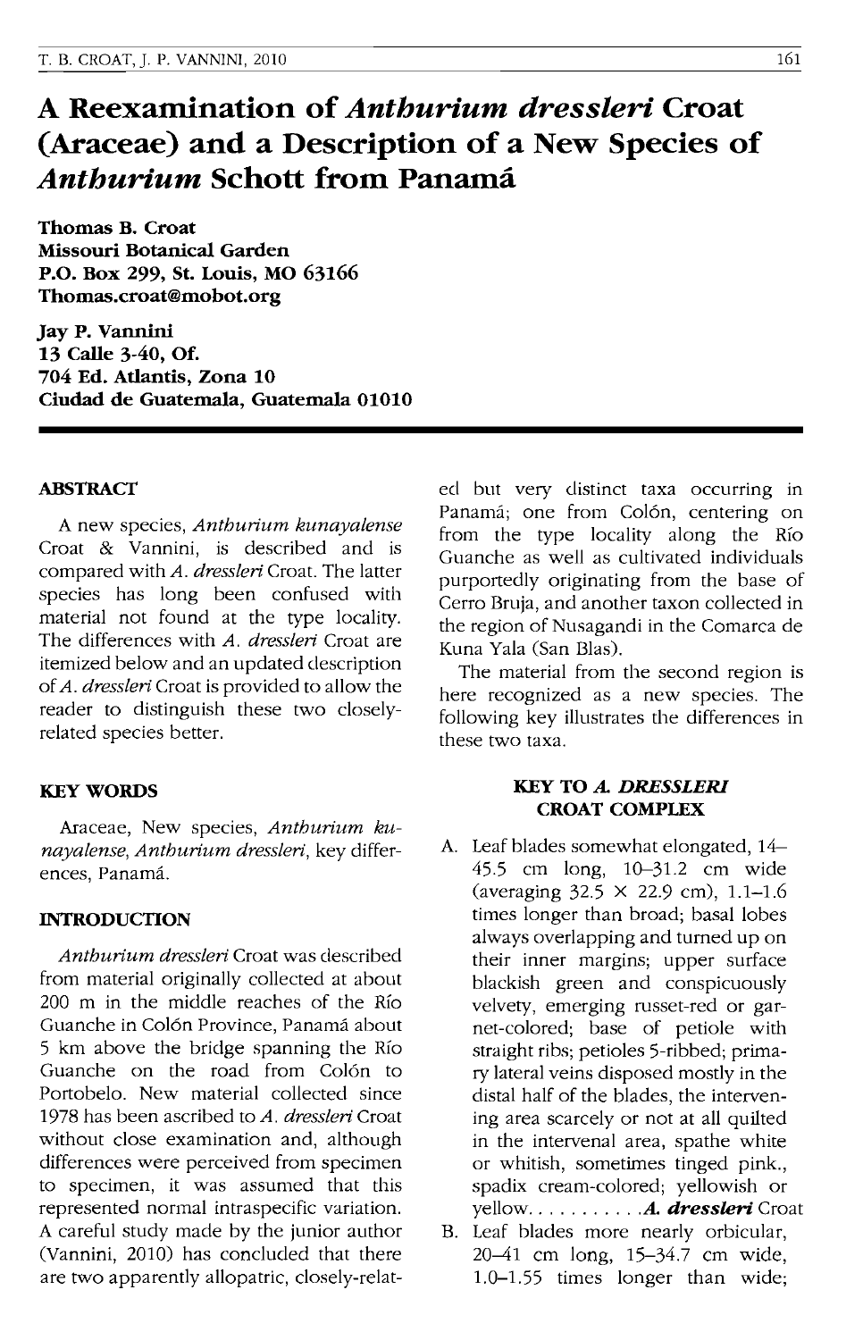# A Reexamination of *Anthurium dressleri* Croat (Araceae) and a Description of a New Species of *Anthurium* Schott from Panamá

**Thomas B. Croat**
**Missouri Botanical Garden**
**P.O. Box 299, St. Louis, MO 63166**
**Thomas.croat@mobot.org**

**Jay P. Vannini**
**13 Calle 3-40, Of.**
**704 Ed. Atlantis, Zona 10**
**Ciudad de Guatemala, Guatemala 01010**

## ABSTRACT

A new species, *Anthurium kunayalense* Croat & Vannini, is described and is compared with *A. dressleri* Croat. The latter species has long been confused with material not found at the type locality. The differences with *A. dressleri* Croat are itemized below and an updated description of *A. dressleri* Croat is provided to allow the reader to distinguish these two closely-related species better.

## KEY WORDS

Araceae, New species, *Anthurium kunayalense*, *Anthurium dressleri*, key differences, Panamá.

## INTRODUCTION

*Anthurium dressleri* Croat was described from material originally collected at about 200 m in the middle reaches of the Río Guanche in Colón Province, Panamá about 5 km above the bridge spanning the Río Guanche on the road from Colón to Portobelo. New material collected since 1978 has been ascribed to *A. dressleri* Croat without close examination and, although differences were perceived from specimen to specimen, it was assumed that this represented normal intraspecific variation. A careful study made by the junior author (Vannini, 2010) has concluded that there are two apparently allopatric, closely-related but very distinct taxa occurring in Panamá; one from Colón, centering on from the type locality along the Río Guanche as well as cultivated individuals purportedly originating from the base of Cerro Bruja, and another taxon collected in the region of Nusagandi in the Comarca de Kuna Yala (San Blas).

The material from the second region is here recognized as a new species. The following key illustrates the differences in these two taxa.

### KEY TO *A. DRESSLERI* CROAT COMPLEX

A. Leaf blades somewhat elongated, 14–45.5 cm long, 10–31.2 cm wide (averaging 32.5 × 22.9 cm), 1.1–1.6 times longer than broad; basal lobes always overlapping and turned up on their inner margins; upper surface blackish green and conspicuously velvety, emerging russet-red or garnet-colored; base of petiole with straight ribs; petioles 5-ribbed; primary lateral veins disposed mostly in the distal half of the blades, the intervening area scarcely or not at all quilted in the intervenal area, spathe white or whitish, sometimes tinged pink., spadix cream-colored; yellowish or yellow. . . . . . . . . . .***A. dressleri*** Croat

B. Leaf blades more nearly orbicular, 20–41 cm long, 15–34.7 cm wide, 1.0–1.55 times longer than wide;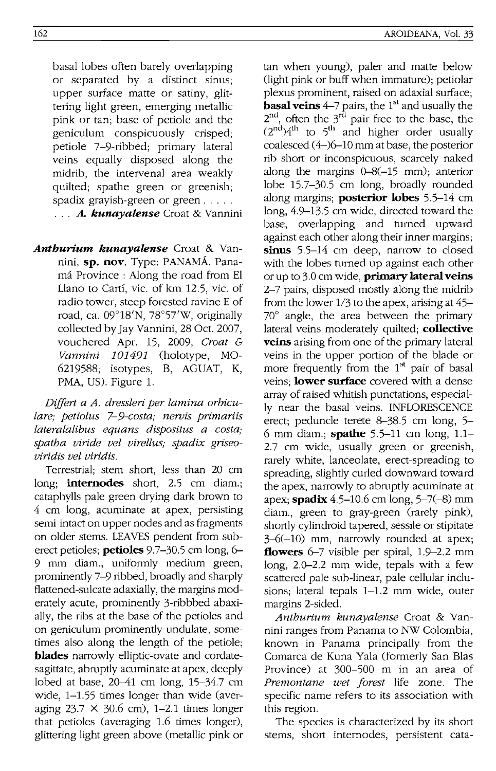basal lobes often barely overlapping or separated by a distinct sinus; upper surface matte or satiny, glittering light green, emerging metallic pink or tan; base of petiole and the geniculum conspicuously crisped; petiole 7–9-ribbed; primary lateral veins equally disposed along the midrib, the intervenal area weakly quilted; spathe green or greenish; spadix grayish-green or green . . . . . . . . *A. kunayalense* Croat & Vannini

***Anthurium kunayalense*** Croat & Vannini, **sp. nov.** Type: PANAMÁ. Panamá Province : Along the road from El Llano to Cartí, vic. of km 12.5, vic. of radio tower, steep forested ravine E of road, ca. 09°18'N, 78°57'W, originally collected by Jay Vannini, 28 Oct. 2007, vouchered Apr. 15, 2009, *Croat & Vannini 101491* (holotype, MO-6219588; isotypes, B, AGUAT, K, PMA, US). Figure 1.

*Differt a A. dressleri per lamina orbiculare; petiolus 7–9-costa; nervis primariis lateralalibus equans dispositus a costa; spatha viride vel virellus; spadix griseo-viridis vel viridis.*

Terrestrial; stem short, less than 20 cm long; **internodes** short, 2.5 cm diam.; cataphylls pale green drying dark brown to 4 cm long, acuminate at apex, persisting semi-intact on upper nodes and as fragments on older stems. LEAVES pendent from suberect petioles; **petioles** 9.7–30.5 cm long, 6–9 mm diam., uniformly medium green, prominently 7–9 ribbed, broadly and sharply flattened-sulcate adaxially, the margins moderately acute, prominently 3-ribbbed abaxially, the ribs at the base of the petioles and on geniculum prominently undulate, sometimes also along the length of the petiole; **blades** narrowly elliptic-ovate and cordate-sagittate, abruptly acuminate at apex, deeply lobed at base, 20–41 cm long, 15–34.7 cm wide, 1–1.55 times longer than wide (averaging 23.7 × 30.6 cm), 1–2.1 times longer that petioles (averaging 1.6 times longer), glittering light green above (metallic pink or tan when young), paler and matte below (light pink or buff when immature); petiolar plexus prominent, raised on adaxial surface; **basal veins** 4–7 pairs, the 1[st] and usually the 2[nd], often the 3[rd] pair free to the base, the (2[nd])4[th] to 5[th] and higher order usually coalesced (4–)6–10 mm at base, the posterior rib short or inconspicuous, scarcely naked along the margins 0–8(–15 mm); anterior lobe 15.7–30.5 cm long, broadly rounded along margins; **posterior lobes** 5.5–14 cm long, 4.9–13.5 cm wide, directed toward the base, overlapping and turned upward against each other along their inner margins; **sinus** 5.5–14 cm deep, narrow to closed with the lobes turned up against each other or up to 3.0 cm wide, **primary lateral veins** 2–7 pairs, disposed mostly along the midrib from the lower 1/3 to the apex, arising at 45–70° angle, the area between the primary lateral veins moderately quilted; **collective veins** arising from one of the primary lateral veins in the upper portion of the blade or more frequently from the 1[st] pair of basal veins; **lower surface** covered with a dense array of raised whitish punctations, especially near the basal veins. INFLORESCENCE erect; peduncle terete 8–38.5 cm long, 5–6 mm diam.; **spathe** 5.5–11 cm long, 1.1–2.7 cm wide, usually green or greenish, rarely white, lanceolate, erect-spreading to spreading, slightly curled downward toward the apex, narrowly to abruptly acuminate at apex; **spadix** 4.5–10.6 cm long, 5–7(–8) mm diam., green to gray-green (rarely pink), shortly cylindroid tapered, sessile or stipitate 3–6(–10) mm, narrowly rounded at apex; **flowers** 6–7 visible per spiral, 1.9–2.2 mm long, 2.0–2.2 mm wide, tepals with a few scattered pale sub-linear, pale cellular inclusions; lateral tepals 1–1.2 mm wide, outer margins 2-sided.

*Anthurium kunayalense* Croat & Vannini ranges from Panama to NW Colombia, known in Panama principally from the Comarca de Kuna Yala (formerly San Blas Province) at 300–500 m in an area of *Premontane wet forest* life zone. The specific name refers to its association with this region.

The species is characterized by its short stems, short internodes, persistent cata-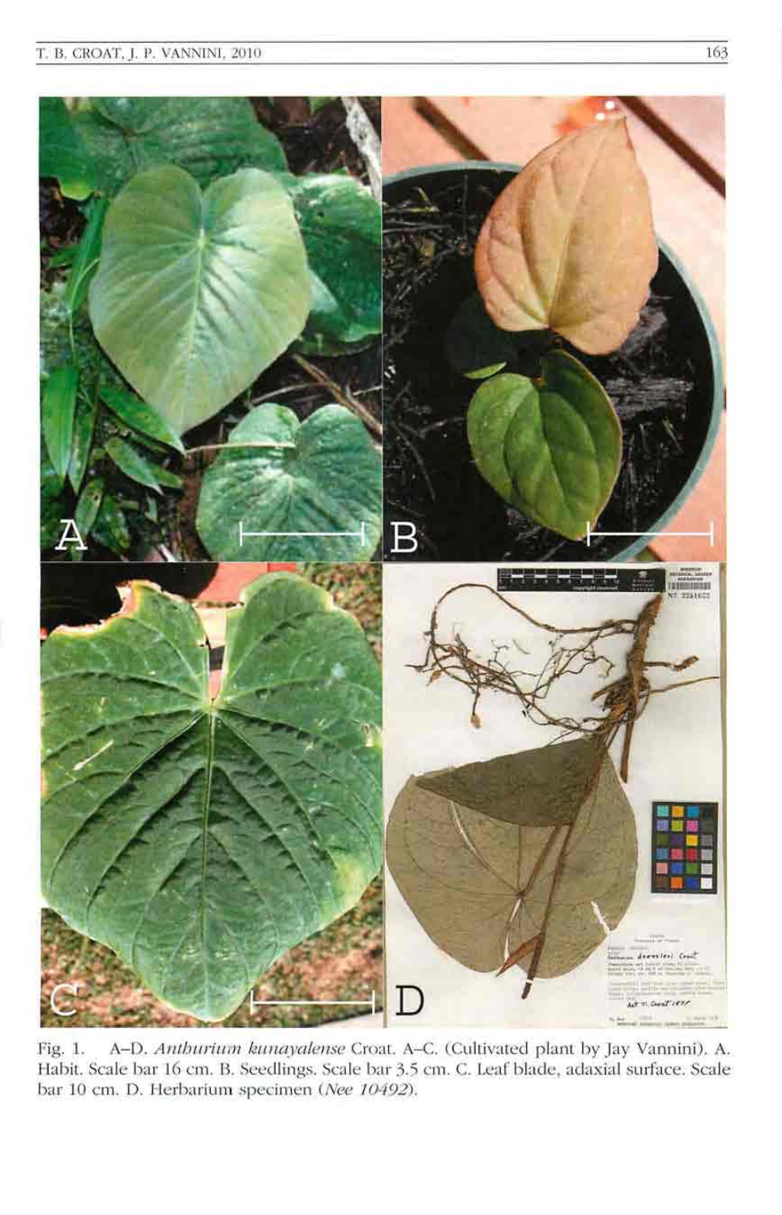Fig. 1. A–D. *Anthurium kunayalense* Croat. A–C. (Cultivated plant by Jay Vannini). A. Habit. Scale bar 16 cm. B. Seedlings. Scale bar 3.5 cm. C. Leaf blade, adaxial surface. Scale bar 10 cm. D. Herbarium specimen (*Nee 10492*).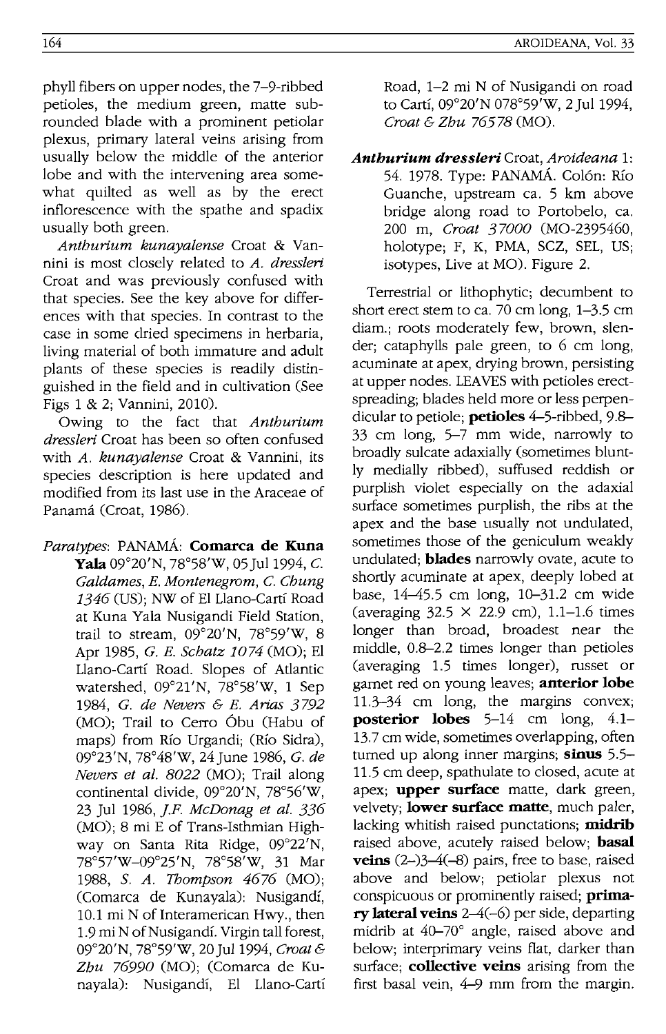phyll fibers on upper nodes, the 7–9-ribbed petioles, the medium green, matte subrounded blade with a prominent petiolar plexus, primary lateral veins arising from usually below the middle of the anterior lobe and with the intervening area somewhat quilted as well as by the erect inflorescence with the spathe and spadix usually both green.

*Anthurium kunayalense* Croat & Vannini is most closely related to *A. dressleri* Croat and was previously confused with that species. See the key above for differences with that species. In contrast to the case in some dried specimens in herbaria, living material of both immature and adult plants of these species is readily distinguished in the field and in cultivation (See Figs 1 & 2; Vannini, 2010).

Owing to the fact that *Anthurium dressleri* Croat has been so often confused with *A. kunayalense* Croat & Vannini, its species description is here updated and modified from its last use in the Araceae of Panamá (Croat, 1986).

*Paratypes*: PANAMÁ: **Comarca de Kuna Yala** 09°20'N, 78°58'W, 05 Jul 1994, *C. Galdames, E. Montenegrom, C. Chung 1346* (US); NW of El Llano-Cartí Road at Kuna Yala Nusigandi Field Station, trail to stream, 09°20'N, 78°59'W, 8 Apr 1985, *G. E. Schatz 1074* (MO); El Llano-Cartí Road. Slopes of Atlantic watershed, 09°21'N, 78°58'W, 1 Sep 1984, *G. de Nevers & E. Arias 3792* (MO); Trail to Cerro Óbu (Habu of maps) from Río Urgandi; (Río Sidra), 09°23'N, 78°48'W, 24 June 1986, *G. de Nevers et al. 8022* (MO); Trail along continental divide, 09°20'N, 78°56'W, 23 Jul 1986, *J.F. McDonag et al. 336* (MO); 8 mi E of Trans-Isthmian Highway on Santa Rita Ridge, 09°22'N, 78°57'W–09°25'N, 78°58'W, 31 Mar 1988, *S. A. Thompson 4676* (MO); (Comarca de Kunayala): Nusigandí, 10.1 mi N of Interamerican Hwy., then 1.9 mi N of Nusigandí. Virgin tall forest, 09°20'N, 78°59'W, 20 Jul 1994, *Croat & Zhu 76990* (MO); (Comarca de Kunayala): Nusigandí, El Llano-Cartí Road, 1–2 mi N of Nusigandi on road to Cartí, 09°20'N 078°59'W, 2 Jul 1994, *Croat & Zhu 76578* (MO).

***Anthurium dressleri*** Croat, *Aroideana* 1: 54. 1978. Type: PANAMÁ. Colón: Río Guanche, upstream ca. 5 km above bridge along road to Portobelo, ca. 200 m, *Croat 37000* (MO-2395460, holotype; F, K, PMA, SCZ, SEL, US; isotypes, Live at MO). Figure 2.

Terrestrial or lithophytic; decumbent to short erect stem to ca. 70 cm long, 1–3.5 cm diam.; roots moderately few, brown, slender; cataphylls pale green, to 6 cm long, acuminate at apex, drying brown, persisting at upper nodes. LEAVES with petioles erect-spreading; blades held more or less perpendicular to petiole; **petioles** 4–5-ribbed, 9.8–33 cm long, 5–7 mm wide, narrowly to broadly sulcate adaxially (sometimes bluntly medially ribbed), suffused reddish or purplish violet especially on the adaxial surface sometimes purplish, the ribs at the apex and the base usually not undulated, sometimes those of the geniculum weakly undulated; **blades** narrowly ovate, acute to shortly acuminate at apex, deeply lobed at base, 14–45.5 cm long, 10–31.2 cm wide (averaging 32.5 × 22.9 cm), 1.1–1.6 times longer than broad, broadest near the middle, 0.8–2.2 times longer than petioles (averaging 1.5 times longer), russet or garnet red on young leaves; **anterior lobe** 11.3–34 cm long, the margins convex; **posterior lobes** 5–14 cm long, 4.1–13.7 cm wide, sometimes overlapping, often turned up along inner margins; **sinus** 5.5–11.5 cm deep, spathulate to closed, acute at apex; **upper surface** matte, dark green, velvety; **lower surface matte**, much paler, lacking whitish raised punctations; **midrib** raised above, acutely raised below; **basal veins** (2–)3–4(–8) pairs, free to base, raised above and below; petiolar plexus not conspicuous or prominently raised; **primary lateral veins** 2–4(–6) per side, departing midrib at 40–70° angle, raised above and below; interprimary veins flat, darker than surface; **collective veins** arising from the first basal vein, 4–9 mm from the margin.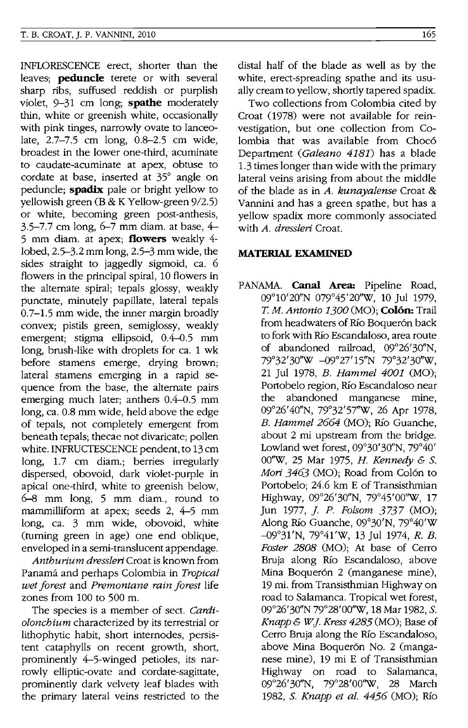INFLORESCENCE erect, shorter than the leaves; **peduncle** terete or with several sharp ribs, suffused reddish or purplish violet, 9–31 cm long; **spathe** moderately thin, white or greenish white, occasionally with pink tinges, narrowly ovate to lanceolate, 2.7–7.5 cm long, 0.8–2.5 cm wide, broadest in the lower one-third, acuminate to caudate-acuminate at apex, obtuse to cordate at base, inserted at 35° angle on peduncle; **spadix** pale or bright yellow to yellowish green (B & K Yellow-green 9/2.5) or white, becoming green post-anthesis, 3.5–7.7 cm long, 6–7 mm diam. at base, 4–5 mm diam. at apex; **flowers** weakly 4-lobed, 2.5–3.2 mm long, 2.5–3 mm wide, the sides straight to jaggedly sigmoid, ca. 6 flowers in the principal spiral, 10 flowers in the alternate spiral; tepals glossy, weakly punctate, minutely papillate, lateral tepals 0.7–1.5 mm wide, the inner margin broadly convex; pistils green, semiglossy, weakly emergent; stigma ellipsoid, 0.4–0.5 mm long, brush-like with droplets for ca. 1 wk before stamens emerge, drying brown; lateral stamens emerging in a rapid sequence from the base, the alternate pairs emerging much later; anthers 0.4–0.5 mm long, ca. 0.8 mm wide, held above the edge of tepals, not completely emergent from beneath tepals; thecae not divaricate; pollen white. INFRUCTESCENCE pendent, to 13 cm long, 1.7 cm diam.; berries irregularly dispersed, obovoid, dark violet-purple in apical one-third, white to greenish below, 6–8 mm long, 5 mm diam., round to mammilliform at apex; seeds 2, 4–5 mm long, ca. 3 mm wide, obovoid, white (turning green in age) one end oblique, enveloped in a semi-translucent appendage.

*Anthurium dressleri* Croat is known from Panamá and perhaps Colombia in *Tropical wet forest* and *Premontane rain forest* life zones from 100 to 500 m.

The species is a member of sect. *Cardiolonchium* characterized by its terrestrial or lithophytic habit, short internodes, persistent cataphylls on recent growth, short, prominently 4–5-winged petioles, its narrowly elliptic-ovate and cordate-sagittate, prominently dark velvety leaf blades with the primary lateral veins restricted to the distal half of the blade as well as by the white, erect-spreading spathe and its usually cream to yellow, shortly tapered spadix.

Two collections from Colombia cited by Croat (1978) were not available for reinvestigation, but one collection from Colombia that was available from Chocó Department (*Galeano 4181*) has a blade 1.3 times longer than wide with the primary lateral veins arising from about the middle of the blade as in *A. kunayalense* Croat & Vannini and has a green spathe, but has a yellow spadix more commonly associated with *A. dressleri* Croat.

## MATERIAL EXAMINED

PANAMA. **Canal Area:** Pipeline Road, 09°10′20″N 079°45′20″W, 10 Jul 1979, *T. M. Antonio 1300* (MO); **Colón:** Trail from headwaters of Río Boquerón back to fork with Río Escandaloso, area route of abandoned railroad, 09°26′30″N, 79°32′30″W –09°27′15″N 79°32′30″W, 21 Jul 1978, *B. Hammel 4001* (MO); Portobelo region, Río Escandaloso near the abandoned manganese mine, 09°26′40″N, 79°32′57″W, 26 Apr 1978, *B. Hammel 2664* (MO); Río Guanche, about 2 mi upstream from the bridge. Lowland wet forest, 09°30′30″N, 79°40′00″W, 25 Mar 1975, *H. Kennedy & S. Mori 3463* (MO); Road from Colón to Portobelo; 24.6 km E of Transisthmian Highway, 09°26′30″N, 79°45′00″W, 17 Jun 1977, *J. P. Folsom 3737* (MO); Along Río Guanche, 09°30′N, 79°40′W –09°31′N, 79°41′W, 13 Jul 1974, *R. B. Foster 2808* (MO); At base of Cerro Bruja along Río Escandaloso, above Mina Boquerón 2 (manganese mine), 19 mi. from Transisthmian Highway on road to Salamanca. Tropical wet forest, 09°26′30″N 79°28′00″W, 18 Mar 1982, *S. Knapp & W.J. Kress 4285* (MO); Base of Cerro Bruja along the Río Escandaloso, above Mina Boquerón No. 2 (manganese mine), 19 mi E of Transisthmian Highway on road to Salamanca, 09°26′30″N, 79°28′00″W, 28 March 1982, *S. Knapp et al. 4456* (MO); Río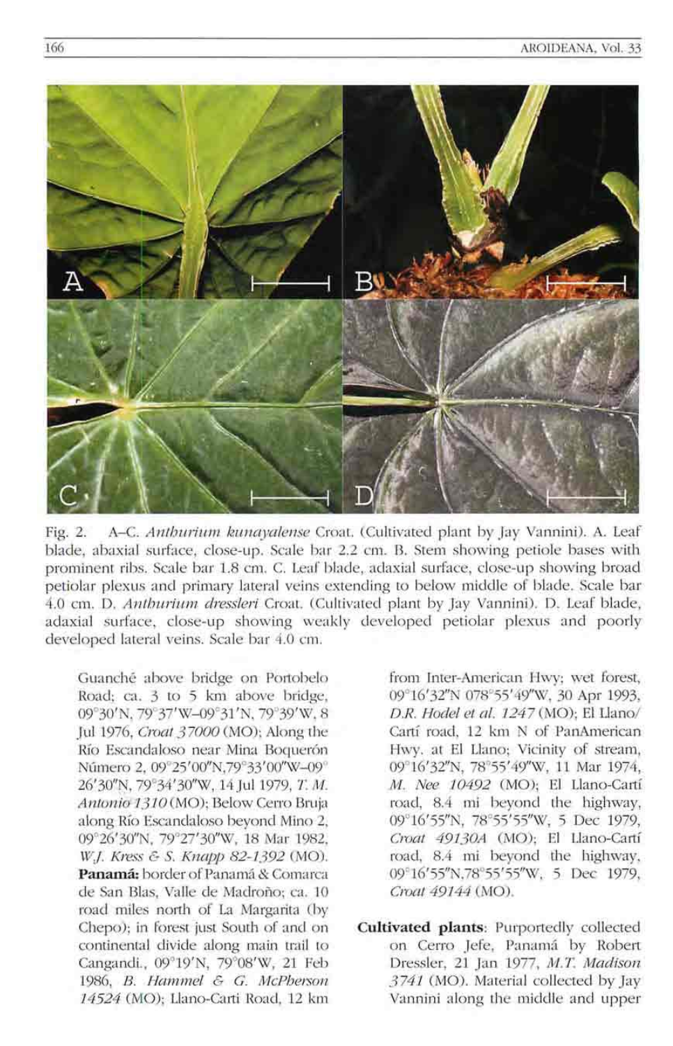Fig. 2. A–C. *Anthurium kunayalense* Croat. (Cultivated plant by Jay Vannini). A. Leaf blade, abaxial surface, close-up. Scale bar 2.2 cm. B. Stem showing petiole bases with prominent ribs. Scale bar 1.8 cm. C. Leaf blade, adaxial surface, close-up showing broad petiolar plexus and primary lateral veins extending to below middle of blade. Scale bar 4.0 cm. D. *Anthurium dressleri* Croat. (Cultivated plant by Jay Vannini). D. Leaf blade, adaxial surface, close-up showing weakly developed petiolar plexus and poorly developed lateral veins. Scale bar 4.0 cm.

Guanché above bridge on Portobelo Road; ca. 3 to 5 km above bridge, 09°30′N, 79°37′W–09°31′N, 79°39′W, 8 Jul 1976, *Croat 37000* (MO); Along the Río Escandaloso near Mina Boquerón Número 2, 09°25′00″N,79°33′00″W–09°26′30″N, 79°34′30″W, 14 Jul 1979, *T. M. Antonio 1310* (MO); Below Cerro Bruja along Río Escandaloso beyond Mino 2, 09°26′30″N, 79°27′30″W, 18 Mar 1982, *W.J. Kress & S. Knapp 82-1392* (MO). **Panamá:** border of Panamá & Comarca de San Blas, Valle de Madroño; ca. 10 road miles north of La Margarita (by Chepo); in forest just South of and on continental divide along main trail to Cangandi., 09°19′N, 79°08′W, 21 Feb 1986, *B. Hammel & G. McPherson 14524* (MO); Llano-Carti Road, 12 km from Inter-American Hwy; wet forest, 09°16′32″N 078°55′49″W, 30 Apr 1993, *D.R. Hodel et al. 1247* (MO); El Llano/Cartí road, 12 km N of PanAmerican Hwy. at El Llano; Vicinity of stream, 09°16′32″N, 78°55′49″W, 11 Mar 1974, *M. Nee 10492* (MO); El Llano-Cartí road, 8.4 mi beyond the highway, 09°16′55″N, 78°55′55″W, 5 Dec 1979, *Croat 49130A* (MO); El Llano-Cartí road, 8.4 mi beyond the highway, 09°16′55″N,78°55′55″W, 5 Dec 1979, *Croat 49144* (MO).

**Cultivated plants**: Purportedly collected on Cerro Jefe, Panamá by Robert Dressler, 21 Jan 1977, *M.T. Madison 3741* (MO). Material collected by Jay Vannini along the middle and upper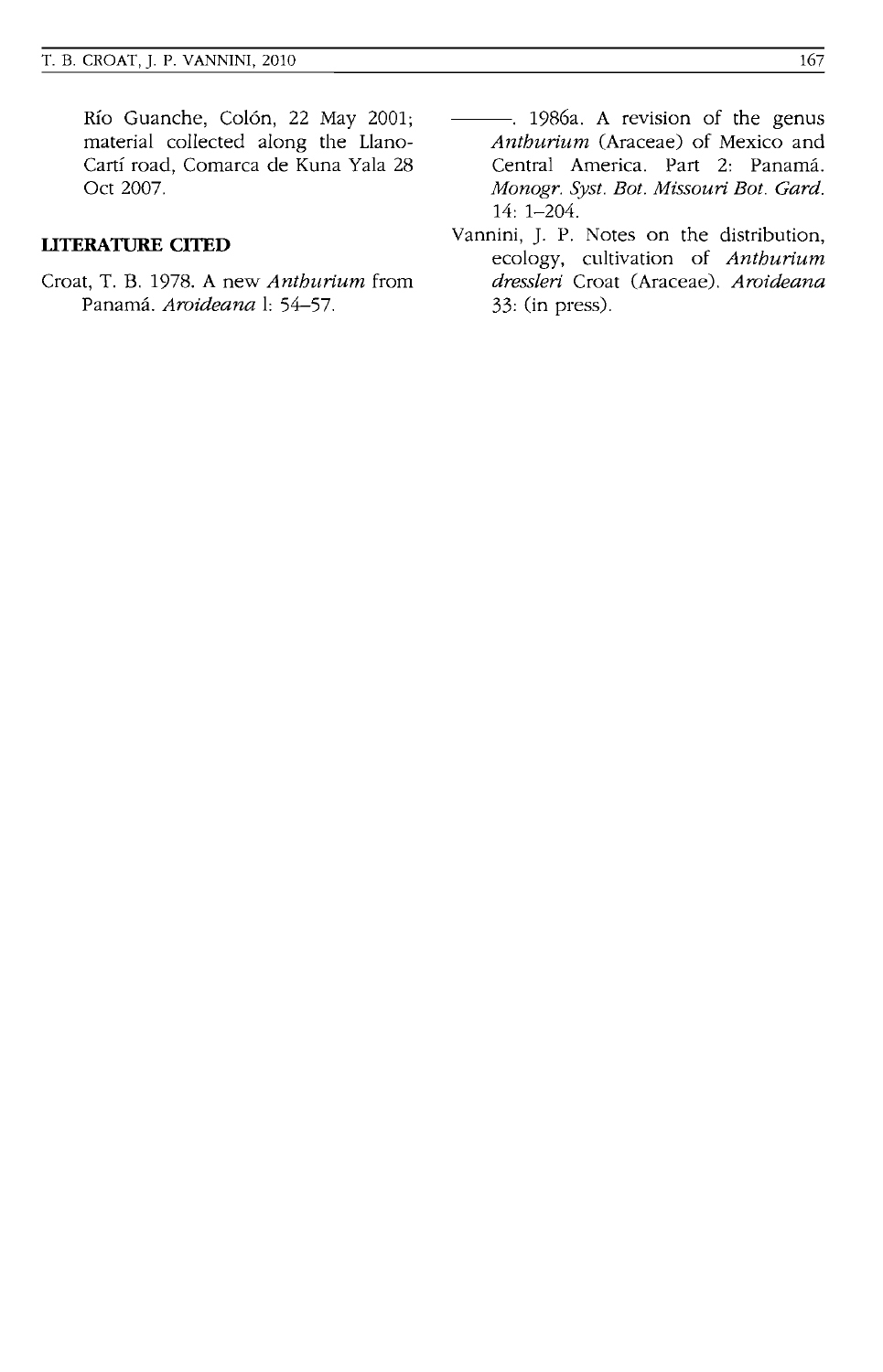Río Guanche, Colón, 22 May 2001; material collected along the Llano-Cartí road, Comarca de Kuna Yala 28 Oct 2007.

## LITERATURE CITED

Croat, T. B. 1978. A new *Anthurium* from Panamá. *Aroideana* 1: 54–57.

———. 1986a. A revision of the genus *Anthurium* (Araceae) of Mexico and Central America. Part 2: Panamá. *Monogr. Syst. Bot. Missouri Bot. Gard.* 14: 1–204.

Vannini, J. P. Notes on the distribution, ecology, cultivation of *Anthurium dressleri* Croat (Araceae). *Aroideana* 33: (in press).